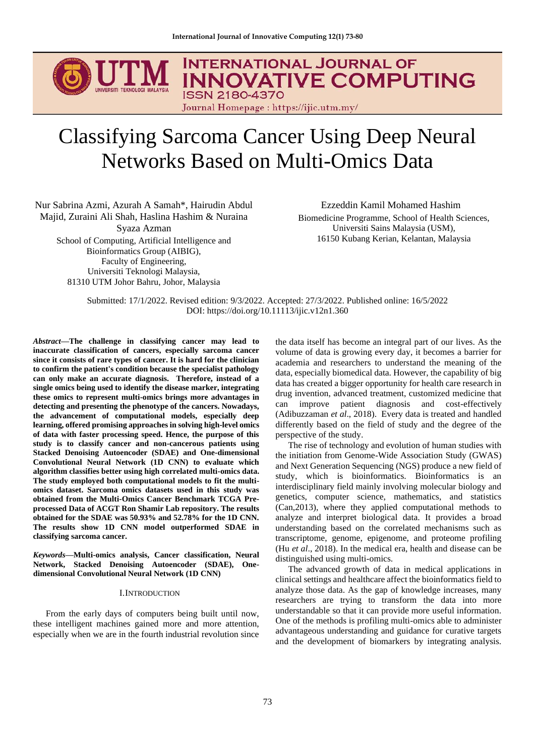# Classifying Sarcoma Cancer Using Deep Neural Networks Based on Multi-Omics Data

Nur Sabrina Azmi, Azurah A Samah*, Hairudin Abdul Majid, Zuraini Ali Shah, Haslina Hashim & Nuraina Syaza Azman
School of Computing, Artificial Intelligence and Bioinformatics Group (AIBIG),
Faculty of Engineering,
Universiti Teknologi Malaysia,
81310 UTM Johor Bahru, Johor, Malaysia

Ezzeddin Kamil Mohamed Hashim
Biomedicine Programme, School of Health Sciences,
Universiti Sains Malaysia (USM),
16150 Kubang Kerian, Kelantan, Malaysia

Submitted: 17/1/2022. Revised edition: 9/3/2022. Accepted: 27/3/2022. Published online: 16/5/2022
DOI: https://doi.org/10.11113/ijic.v12n1.360

***Abstract*—The challenge in classifying cancer may lead to inaccurate classification of cancers, especially sarcoma cancer since it consists of rare types of cancer. It is hard for the clinician to confirm the patient's condition because the specialist pathology can only make an accurate diagnosis. Therefore, instead of a single omics being used to identify the disease marker, integrating these omics to represent multi-omics brings more advantages in detecting and presenting the phenotype of the cancers. Nowadays, the advancement of computational models, especially deep learning, offered promising approaches in solving high-level omics of data with faster processing speed. Hence, the purpose of this study is to classify cancer and non-cancerous patients using Stacked Denoising Autoencoder (SDAE) and One-dimensional Convolutional Neural Network (1D CNN) to evaluate which algorithm classifies better using high correlated multi-omics data. The study employed both computational models to fit the multi-omics dataset. Sarcoma omics datasets used in this study was obtained from the Multi-Omics Cancer Benchmark TCGA Pre-processed Data of ACGT Ron Shamir Lab repository. The results obtained for the SDAE was 50.93% and 52.78% for the 1D CNN. The results show 1D CNN model outperformed SDAE in classifying sarcoma cancer.**

***Keywords*—Multi-omics analysis, Cancer classification, Neural Network, Stacked Denoising Autoencoder (SDAE), One-dimensional Convolutional Neural Network (1D CNN)**

## I. Introduction

From the early days of computers being built until now, these intelligent machines gained more and more attention, especially when we are in the fourth industrial revolution since the data itself has become an integral part of our lives. As the volume of data is growing every day, it becomes a barrier for academia and researchers to understand the meaning of the data, especially biomedical data. However, the capability of big data has created a bigger opportunity for health care research in drug invention, advanced treatment, customized medicine that can improve patient diagnosis and cost-effectively (Adibuzzaman *et al*., 2018). Every data is treated and handled differently based on the field of study and the degree of the perspective of the study.

The rise of technology and evolution of human studies with the initiation from Genome-Wide Association Study (GWAS) and Next Generation Sequencing (NGS) produce a new field of study, which is bioinformatics. Bioinformatics is an interdisciplinary field mainly involving molecular biology and genetics, computer science, mathematics, and statistics (Can,2013), where they applied computational methods to analyze and interpret biological data. It provides a broad understanding based on the correlated mechanisms such as transcriptome, genome, epigenome, and proteome profiling (Hu *et al*., 2018). In the medical era, health and disease can be distinguished using multi-omics.

The advanced growth of data in medical applications in clinical settings and healthcare affect the bioinformatics field to analyze those data. As the gap of knowledge increases, many researchers are trying to transform the data into more understandable so that it can provide more useful information. One of the methods is profiling multi-omics able to administer advantageous understanding and guidance for curative targets and the development of biomarkers by integrating analysis.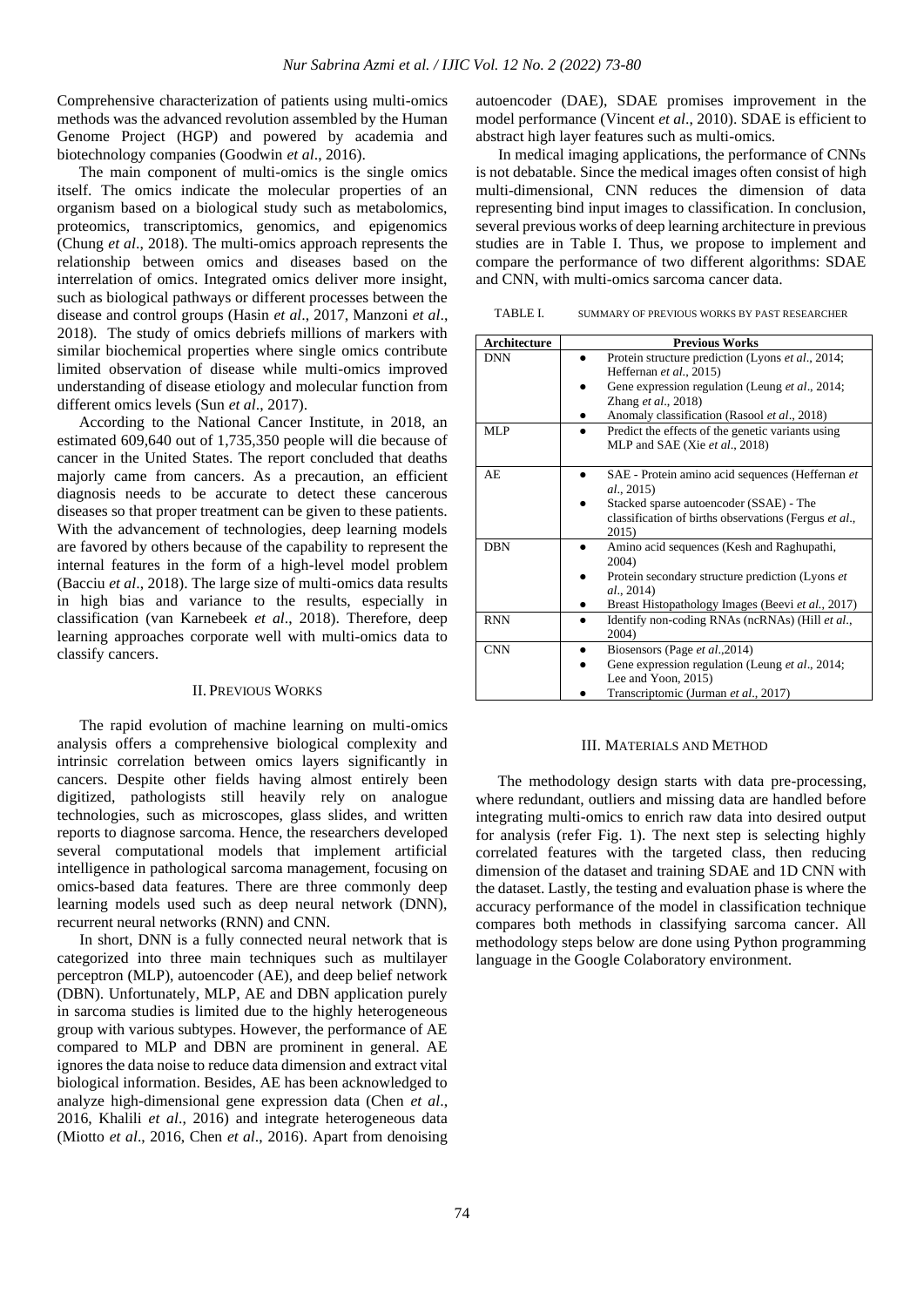Comprehensive characterization of patients using multi-omics methods was the advanced revolution assembled by the Human Genome Project (HGP) and powered by academia and biotechnology companies (Goodwin *et al*., 2016).

The main component of multi-omics is the single omics itself. The omics indicate the molecular properties of an organism based on a biological study such as metabolomics, proteomics, transcriptomics, genomics, and epigenomics (Chung *et al*., 2018). The multi-omics approach represents the relationship between omics and diseases based on the interrelation of omics. Integrated omics deliver more insight, such as biological pathways or different processes between the disease and control groups (Hasin *et al*., 2017, Manzoni *et al*., 2018). The study of omics debriefs millions of markers with similar biochemical properties where single omics contribute limited observation of disease while multi-omics improved understanding of disease etiology and molecular function from different omics levels (Sun *et al*., 2017).

According to the National Cancer Institute, in 2018, an estimated 609,640 out of 1,735,350 people will die because of cancer in the United States. The report concluded that deaths majorly came from cancers. As a precaution, an efficient diagnosis needs to be accurate to detect these cancerous diseases so that proper treatment can be given to these patients. With the advancement of technologies, deep learning models are favored by others because of the capability to represent the internal features in the form of a high-level model problem (Bacciu *et al*., 2018). The large size of multi-omics data results in high bias and variance to the results, especially in classification (van Karnebeek *et al*., 2018). Therefore, deep learning approaches corporate well with multi-omics data to classify cancers.

## II. Previous Works

The rapid evolution of machine learning on multi-omics analysis offers a comprehensive biological complexity and intrinsic correlation between omics layers significantly in cancers. Despite other fields having almost entirely been digitized, pathologists still heavily rely on analogue technologies, such as microscopes, glass slides, and written reports to diagnose sarcoma. Hence, the researchers developed several computational models that implement artificial intelligence in pathological sarcoma management, focusing on omics-based data features. There are three commonly deep learning models used such as deep neural network (DNN), recurrent neural networks (RNN) and CNN.

In short, DNN is a fully connected neural network that is categorized into three main techniques such as multilayer perceptron (MLP), autoencoder (AE), and deep belief network (DBN). Unfortunately, MLP, AE and DBN application purely in sarcoma studies is limited due to the highly heterogeneous group with various subtypes. However, the performance of AE compared to MLP and DBN are prominent in general. AE ignores the data noise to reduce data dimension and extract vital biological information. Besides, AE has been acknowledged to analyze high-dimensional gene expression data (Chen *et al*., 2016, Khalili *et al*., 2016) and integrate heterogeneous data (Miotto *et al*., 2016, Chen *et al*., 2016). Apart from denoising autoencoder (DAE), SDAE promises improvement in the model performance (Vincent *et al*., 2010). SDAE is efficient to abstract high layer features such as multi-omics.

In medical imaging applications, the performance of CNNs is not debatable. Since the medical images often consist of high multi-dimensional, CNN reduces the dimension of data representing bind input images to classification. In conclusion, several previous works of deep learning architecture in previous studies are in Table I. Thus, we propose to implement and compare the performance of two different algorithms: SDAE and CNN, with multi-omics sarcoma cancer data.

TABLE I. Summary of previous works by past researcher

| Architecture | Previous Works |
|---|---|
| DNN | • Protein structure prediction (Lyons *et al*., 2014; Heffernan *et al*., 2015)<br>• Gene expression regulation (Leung *et al*., 2014; Zhang *et al*., 2018)<br>• Anomaly classification (Rasool *et al*., 2018) |
| MLP | • Predict the effects of the genetic variants using MLP and SAE (Xie *et al*., 2018) |
| AE | • SAE - Protein amino acid sequences (Heffernan *et al*., 2015)<br>• Stacked sparse autoencoder (SSAE) - The classification of births observations (Fergus *et al*., 2015) |
| DBN | • Amino acid sequences (Kesh and Raghupathi, 2004)<br>• Protein secondary structure prediction (Lyons *et al*., 2014)<br>• Breast Histopathology Images (Beevi *et al*., 2017) |
| RNN | • Identify non-coding RNAs (ncRNAs) (Hill *et al*., 2004) |
| CNN | • Biosensors (Page *et al*.,2014)<br>• Gene expression regulation (Leung *et al*., 2014; Lee and Yoon, 2015)<br>• Transcriptomic (Jurman *et al*., 2017) |

## III. Materials and Method

The methodology design starts with data pre-processing, where redundant, outliers and missing data are handled before integrating multi-omics to enrich raw data into desired output for analysis (refer Fig. 1). The next step is selecting highly correlated features with the targeted class, then reducing dimension of the dataset and training SDAE and 1D CNN with the dataset. Lastly, the testing and evaluation phase is where the accuracy performance of the model in classification technique compares both methods in classifying sarcoma cancer. All methodology steps below are done using Python programming language in the Google Colaboratory environment.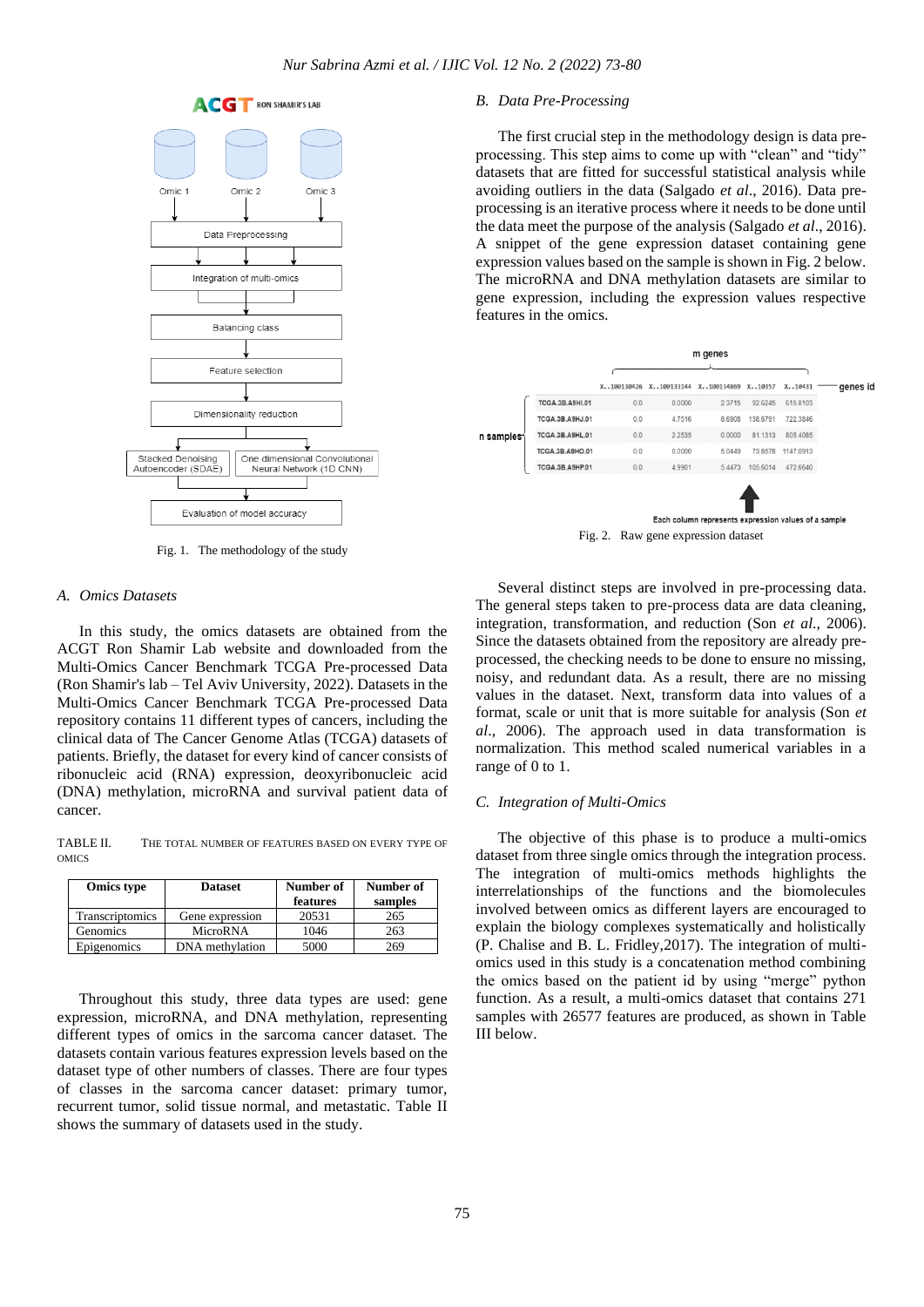Fig. 1. The methodology of the study

### A. Omics Datasets

In this study, the omics datasets are obtained from the ACGT Ron Shamir Lab website and downloaded from the Multi-Omics Cancer Benchmark TCGA Pre-processed Data (Ron Shamir's lab – Tel Aviv University, 2022). Datasets in the Multi-Omics Cancer Benchmark TCGA Pre-processed Data repository contains 11 different types of cancers, including the clinical data of The Cancer Genome Atlas (TCGA) datasets of patients. Briefly, the dataset for every kind of cancer consists of ribonucleic acid (RNA) expression, deoxyribonucleic acid (DNA) methylation, microRNA and survival patient data of cancer.

TABLE II. THE TOTAL NUMBER OF FEATURES BASED ON EVERY TYPE OF OMICS

| Omics type | Dataset | Number of features | Number of samples |
|---|---|---|---|
| Transcriptomics | Gene expression | 20531 | 265 |
| Genomics | MicroRNA | 1046 | 263 |
| Epigenomics | DNA methylation | 5000 | 269 |

Throughout this study, three data types are used: gene expression, microRNA, and DNA methylation, representing different types of omics in the sarcoma cancer dataset. The datasets contain various features expression levels based on the dataset type of other numbers of classes. There are four types of classes in the sarcoma cancer dataset: primary tumor, recurrent tumor, solid tissue normal, and metastatic. Table II shows the summary of datasets used in the study.

### B. Data Pre-Processing

The first crucial step in the methodology design is data pre-processing. This step aims to come up with "clean" and "tidy" datasets that are fitted for successful statistical analysis while avoiding outliers in the data (Salgado *et al*., 2016). Data pre-processing is an iterative process where it needs to be done until the data meet the purpose of the analysis (Salgado *et al*., 2016). A snippet of the gene expression dataset containing gene expression values based on the sample is shown in Fig. 2 below. The microRNA and DNA methylation datasets are similar to gene expression, including the expression values respective features in the omics.

Fig. 2. Raw gene expression dataset

Several distinct steps are involved in pre-processing data. The general steps taken to pre-process data are data cleaning, integration, transformation, and reduction (Son *et al*., 2006). Since the datasets obtained from the repository are already pre-processed, the checking needs to be done to ensure no missing, noisy, and redundant data. As a result, there are no missing values in the dataset. Next, transform data into values of a format, scale or unit that is more suitable for analysis (Son *et al*., 2006). The approach used in data transformation is normalization. This method scaled numerical variables in a range of 0 to 1.

### C. Integration of Multi-Omics

The objective of this phase is to produce a multi-omics dataset from three single omics through the integration process. The integration of multi-omics methods highlights the interrelationships of the functions and the biomolecules involved between omics as different layers are encouraged to explain the biology complexes systematically and holistically (P. Chalise and B. L. Fridley,2017). The integration of multi-omics used in this study is a concatenation method combining the omics based on the patient id by using "merge" python function. As a result, a multi-omics dataset that contains 271 samples with 26577 features are produced, as shown in Table III below.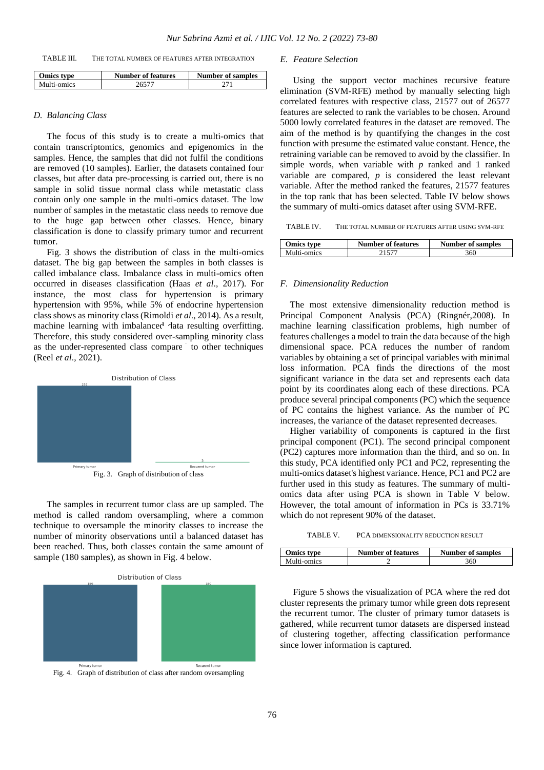TABLE III. THE TOTAL NUMBER OF FEATURES AFTER INTEGRATION

| Omics type | Number of features | Number of samples |
|---|---|---|
| Multi-omics | 26577 | 271 |

### D. Balancing Class

The focus of this study is to create a multi-omics that contain transcriptomics, genomics and epigenomics in the samples. Hence, the samples that did not fulfil the conditions are removed (10 samples). Earlier, the datasets contained four classes, but after data pre-processing is carried out, there is no sample in solid tissue normal class while metastatic class contain only one sample in the multi-omics dataset. The low number of samples in the metastatic class needs to remove due to the huge gap between other classes. Hence, binary classification is done to classify primary tumor and recurrent tumor.

Fig. 3 shows the distribution of class in the multi-omics dataset. The big gap between the samples in both classes is called imbalance class. Imbalance class in multi-omics often occurred in diseases classification (Haas *et al*., 2017). For instance, the most class for hypertension is primary hypertension with 95%, while 5% of endocrine hypertension class shows as minority class (Rimoldi *et al.*, 2014). As a result, machine learning with imbalanced data resulting overfitting. Therefore, this study considered over-sampling minority class as the under-represented class compare to other techniques (Reel *et al*., 2021).

Fig. 3. Graph of distribution of class

The samples in recurrent tumor class are up sampled. The method is called random oversampling, where a common technique to oversample the minority classes to increase the number of minority observations until a balanced dataset has been reached. Thus, both classes contain the same amount of sample (180 samples), as shown in Fig. 4 below.

Fig. 4. Graph of distribution of class after random oversampling

### E. Feature Selection

Using the support vector machines recursive feature elimination (SVM-RFE) method by manually selecting high correlated features with respective class, 21577 out of 26577 features are selected to rank the variables to be chosen. Around 5000 lowly correlated features in the dataset are removed. The aim of the method is by quantifying the changes in the cost function with presume the estimated value constant. Hence, the retraining variable can be removed to avoid by the classifier. In simple words, when variable with *p* ranked and 1 ranked variable are compared, *p* is considered the least relevant variable. After the method ranked the features, 21577 features in the top rank that has been selected. Table IV below shows the summary of multi-omics dataset after using SVM-RFE.

TABLE IV. THE TOTAL NUMBER OF FEATURES AFTER USING SVM-RFE

| Omics type | Number of features | Number of samples |
|---|---|---|
| Multi-omics | 21577 | 360 |

### F. Dimensionality Reduction

The most extensive dimensionality reduction method is Principal Component Analysis (PCA) (Ringnér,2008). In machine learning classification problems, high number of features challenges a model to train the data because of the high dimensional space. PCA reduces the number of random variables by obtaining a set of principal variables with minimal loss information. PCA finds the directions of the most significant variance in the data set and represents each data point by its coordinates along each of these directions. PCA produce several principal components (PC) which the sequence of PC contains the highest variance. As the number of PC increases, the variance of the dataset represented decreases.

Higher variability of components is captured in the first principal component (PC1). The second principal component (PC2) captures more information than the third, and so on. In this study, PCA identified only PC1 and PC2, representing the multi-omics dataset's highest variance. Hence, PC1 and PC2 are further used in this study as features. The summary of multi-omics data after using PCA is shown in Table V below. However, the total amount of information in PCs is 33.71% which do not represent 90% of the dataset.

TABLE V. PCA DIMENSIONALITY REDUCTION RESULT

| Omics type | Number of features | Number of samples |
|---|---|---|
| Multi-omics | 2 | 360 |

Figure 5 shows the visualization of PCA where the red dot cluster represents the primary tumor while green dots represent the recurrent tumor. The cluster of primary tumor datasets is gathered, while recurrent tumor datasets are dispersed instead of clustering together, affecting classification performance since lower information is captured.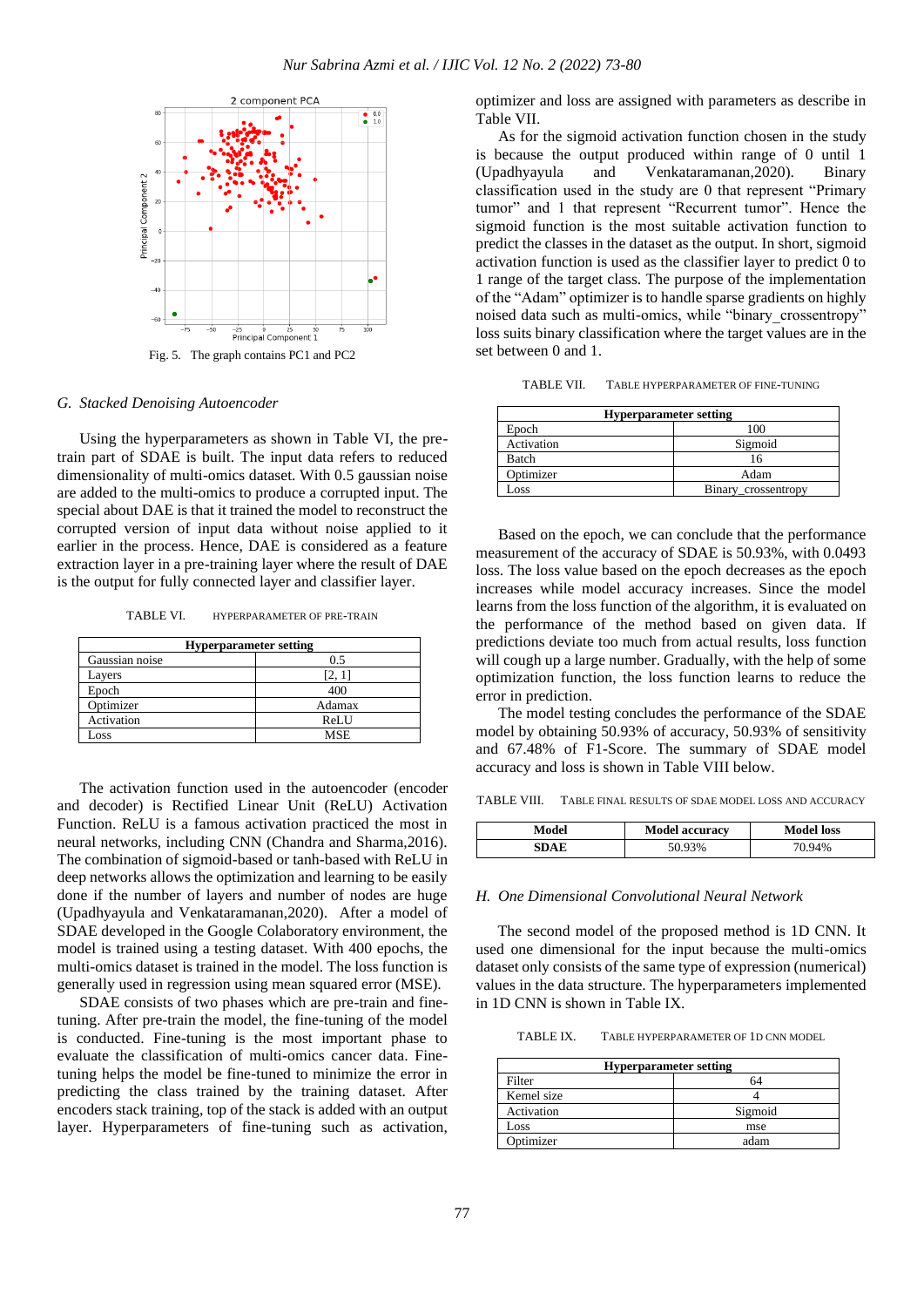Fig. 5. The graph contains PC1 and PC2

### G. Stacked Denoising Autoencoder

Using the hyperparameters as shown in Table VI, the pre-train part of SDAE is built. The input data refers to reduced dimensionality of multi-omics dataset. With 0.5 gaussian noise are added to the multi-omics to produce a corrupted input. The special about DAE is that it trained the model to reconstruct the corrupted version of input data without noise applied to it earlier in the process. Hence, DAE is considered as a feature extraction layer in a pre-training layer where the result of DAE is the output for fully connected layer and classifier layer.

TABLE VI. HYPERPARAMETER OF PRE-TRAIN

| Hyperparameter setting | |
|---|---|
| Gaussian noise | 0.5 |
| Layers | [2, 1] |
| Epoch | 400 |
| Optimizer | Adamax |
| Activation | ReLU |
| Loss | MSE |

The activation function used in the autoencoder (encoder and decoder) is Rectified Linear Unit (ReLU) Activation Function. ReLU is a famous activation practiced the most in neural networks, including CNN (Chandra and Sharma,2016). The combination of sigmoid-based or tanh-based with ReLU in deep networks allows the optimization and learning to be easily done if the number of layers and number of nodes are huge (Upadhyayula and Venkataramanan,2020). After a model of SDAE developed in the Google Colaboratory environment, the model is trained using a testing dataset. With 400 epochs, the multi-omics dataset is trained in the model. The loss function is generally used in regression using mean squared error (MSE).

SDAE consists of two phases which are pre-train and fine-tuning. After pre-train the model, the fine-tuning of the model is conducted. Fine-tuning is the most important phase to evaluate the classification of multi-omics cancer data. Fine-tuning helps the model be fine-tuned to minimize the error in predicting the class trained by the training dataset. After encoders stack training, top of the stack is added with an output layer. Hyperparameters of fine-tuning such as activation, optimizer and loss are assigned with parameters as describe in Table VII.

As for the sigmoid activation function chosen in the study is because the output produced within range of 0 until 1 (Upadhyayula and Venkataramanan,2020). Binary classification used in the study are 0 that represent "Primary tumor" and 1 that represent "Recurrent tumor". Hence the sigmoid function is the most suitable activation function to predict the classes in the dataset as the output. In short, sigmoid activation function is used as the classifier layer to predict 0 to 1 range of the target class. The purpose of the implementation of the "Adam" optimizer is to handle sparse gradients on highly noised data such as multi-omics, while "binary_crossentropy" loss suits binary classification where the target values are in the set between 0 and 1.

TABLE VII. TABLE HYPERPARAMETER OF FINE-TUNING

| Hyperparameter setting | |
|---|---|
| Epoch | 100 |
| Activation | Sigmoid |
| Batch | 16 |
| Optimizer | Adam |
| Loss | Binary_crossentropy |

Based on the epoch, we can conclude that the performance measurement of the accuracy of SDAE is 50.93%, with 0.0493 loss. The loss value based on the epoch decreases as the epoch increases while model accuracy increases. Since the model learns from the loss function of the algorithm, it is evaluated on the performance of the method based on given data. If predictions deviate too much from actual results, loss function will cough up a large number. Gradually, with the help of some optimization function, the loss function learns to reduce the error in prediction.

The model testing concludes the performance of the SDAE model by obtaining 50.93% of accuracy, 50.93% of sensitivity and 67.48% of F1-Score. The summary of SDAE model accuracy and loss is shown in Table VIII below.

TABLE VIII. TABLE FINAL RESULTS OF SDAE MODEL LOSS AND ACCURACY

| Model | Model accuracy | Model loss |
|---|---|---|
| **SDAE** | 50.93% | 70.94% |

### H. One Dimensional Convolutional Neural Network

The second model of the proposed method is 1D CNN. It used one dimensional for the input because the multi-omics dataset only consists of the same type of expression (numerical) values in the data structure. The hyperparameters implemented in 1D CNN is shown in Table IX.

TABLE IX. TABLE HYPERPARAMETER OF 1D CNN MODEL

| Hyperparameter setting | |
|---|---|
| Filter | 64 |
| Kernel size | 4 |
| Activation | Sigmoid |
| Loss | mse |
| Optimizer | adam |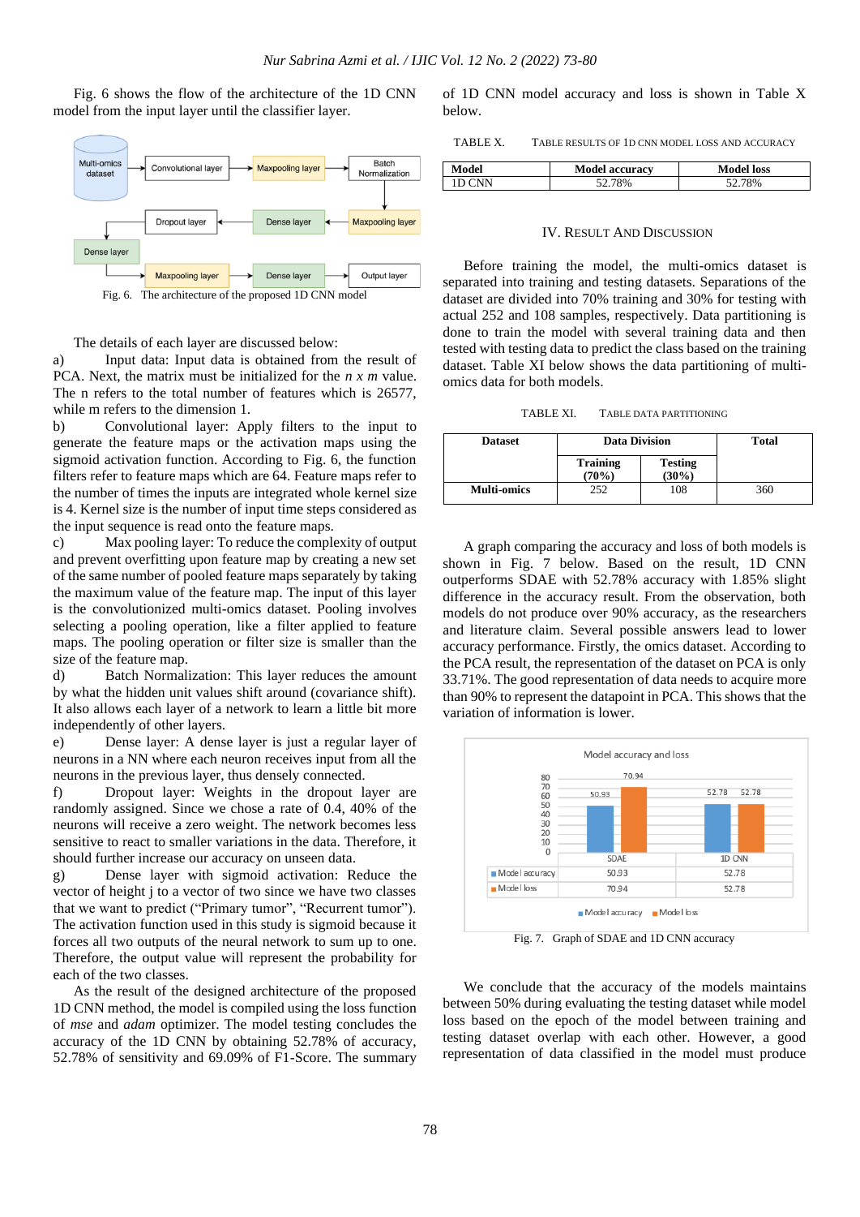Fig. 6 shows the flow of the architecture of the 1D CNN model from the input layer until the classifier layer.

Fig. 6. The architecture of the proposed 1D CNN model

The details of each layer are discussed below:

a) Input data: Input data is obtained from the result of PCA. Next, the matrix must be initialized for the *n x m* value. The n refers to the total number of features which is 26577, while m refers to the dimension 1.

b) Convolutional layer: Apply filters to the input to generate the feature maps or the activation maps using the sigmoid activation function. According to Fig. 6, the function filters refer to feature maps which are 64. Feature maps refer to the number of times the inputs are integrated whole kernel size is 4. Kernel size is the number of input time steps considered as the input sequence is read onto the feature maps.

c) Max pooling layer: To reduce the complexity of output and prevent overfitting upon feature map by creating a new set of the same number of pooled feature maps separately by taking the maximum value of the feature map. The input of this layer is the convolutionized multi-omics dataset. Pooling involves selecting a pooling operation, like a filter applied to feature maps. The pooling operation or filter size is smaller than the size of the feature map.

d) Batch Normalization: This layer reduces the amount by what the hidden unit values shift around (covariance shift). It also allows each layer of a network to learn a little bit more independently of other layers.

e) Dense layer: A dense layer is just a regular layer of neurons in a NN where each neuron receives input from all the neurons in the previous layer, thus densely connected.

f) Dropout layer: Weights in the dropout layer are randomly assigned. Since we chose a rate of 0.4, 40% of the neurons will receive a zero weight. The network becomes less sensitive to react to smaller variations in the data. Therefore, it should further increase our accuracy on unseen data.

g) Dense layer with sigmoid activation: Reduce the vector of height j to a vector of two since we have two classes that we want to predict ("Primary tumor", "Recurrent tumor"). The activation function used in this study is sigmoid because it forces all two outputs of the neural network to sum up to one. Therefore, the output value will represent the probability for each of the two classes.

As the result of the designed architecture of the proposed 1D CNN method, the model is compiled using the loss function of *mse* and *adam* optimizer. The model testing concludes the accuracy of the 1D CNN by obtaining 52.78% of accuracy, 52.78% of sensitivity and 69.09% of F1-Score. The summary of 1D CNN model accuracy and loss is shown in Table X below.

TABLE X. TABLE RESULTS OF 1D CNN MODEL LOSS AND ACCURACY

| Model | Model accuracy | Model loss |
|---|---|---|
| 1D CNN | 52.78% | 52.78% |

## IV. Result And Discussion

Before training the model, the multi-omics dataset is separated into training and testing datasets. Separations of the dataset are divided into 70% training and 30% for testing with actual 252 and 108 samples, respectively. Data partitioning is done to train the model with several training data and then tested with testing data to predict the class based on the training dataset. Table XI below shows the data partitioning of multi-omics data for both models.

TABLE XI. TABLE DATA PARTITIONING

| Dataset | Data Division | | Total |
|---|---|---|---|
| | Training (70%) | Testing (30%) | |
| Multi-omics | 252 | 108 | 360 |

A graph comparing the accuracy and loss of both models is shown in Fig. 7 below. Based on the result, 1D CNN outperforms SDAE with 52.78% accuracy with 1.85% slight difference in the accuracy result. From the observation, both models do not produce over 90% accuracy, as the researchers and literature claim. Several possible answers lead to lower accuracy performance. Firstly, the omics dataset. According to the PCA result, the representation of the dataset on PCA is only 33.71%. The good representation of data needs to acquire more than 90% to represent the datapoint in PCA. This shows that the variation of information is lower.

| | SDAE | 1D CNN |
|---|---|---|
| Model accuracy | 50.93 | 52.78 |
| Model loss | 70.94 | 52.78 |

Fig. 7. Graph of SDAE and 1D CNN accuracy

We conclude that the accuracy of the models maintains between 50% during evaluating the testing dataset while model loss based on the epoch of the model between training and testing dataset overlap with each other. However, a good representation of data classified in the model must produce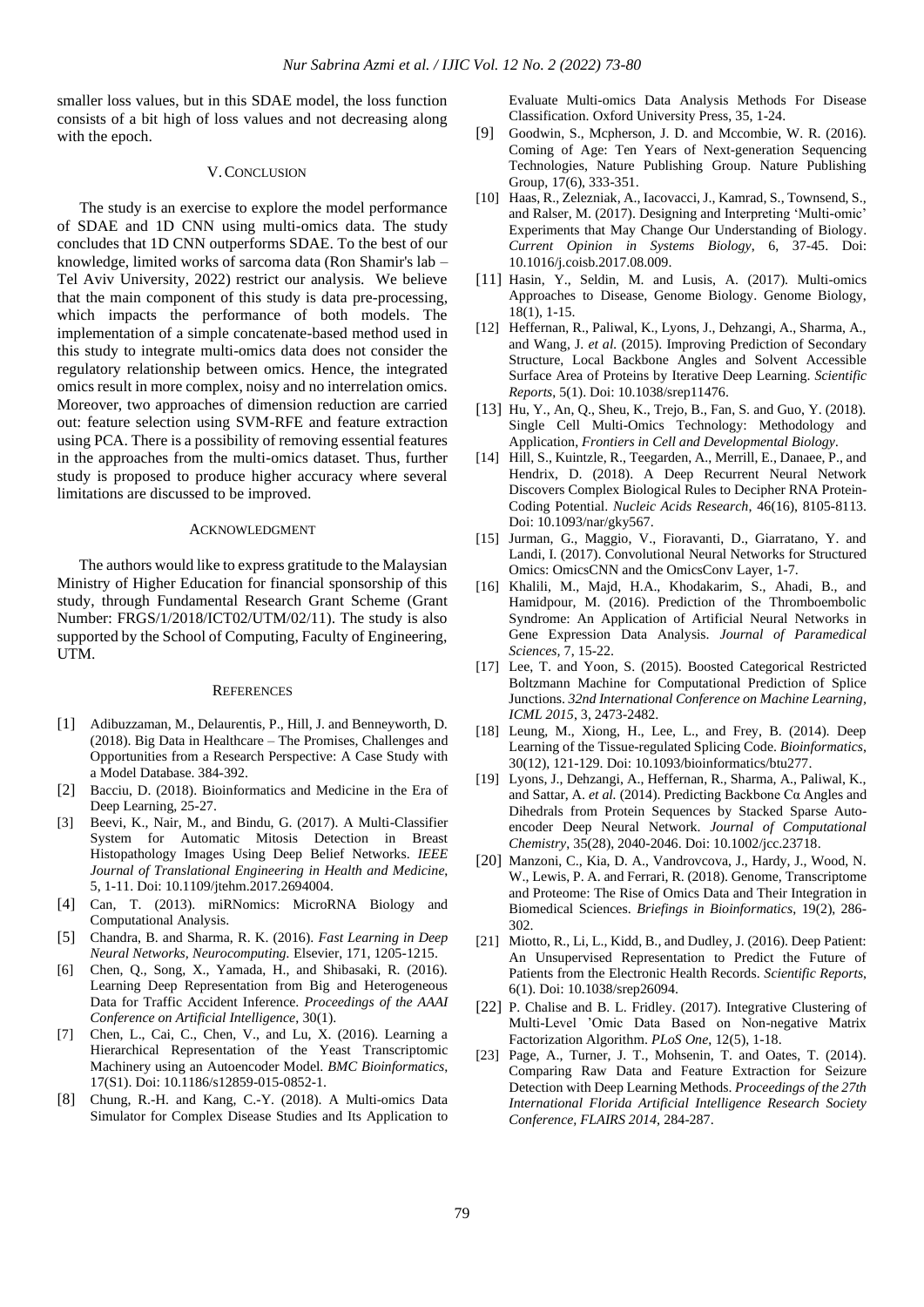smaller loss values, but in this SDAE model, the loss function consists of a bit high of loss values and not decreasing along with the epoch.

## V. CONCLUSION

The study is an exercise to explore the model performance of SDAE and 1D CNN using multi-omics data. The study concludes that 1D CNN outperforms SDAE. To the best of our knowledge, limited works of sarcoma data (Ron Shamir's lab – Tel Aviv University, 2022) restrict our analysis. We believe that the main component of this study is data pre-processing, which impacts the performance of both models. The implementation of a simple concatenate-based method used in this study to integrate multi-omics data does not consider the regulatory relationship between omics. Hence, the integrated omics result in more complex, noisy and no interrelation omics. Moreover, two approaches of dimension reduction are carried out: feature selection using SVM-RFE and feature extraction using PCA. There is a possibility of removing essential features in the approaches from the multi-omics dataset. Thus, further study is proposed to produce higher accuracy where several limitations are discussed to be improved.

## ACKNOWLEDGMENT

The authors would like to express gratitude to the Malaysian Ministry of Higher Education for financial sponsorship of this study, through Fundamental Research Grant Scheme (Grant Number: FRGS/1/2018/ICT02/UTM/02/11). The study is also supported by the School of Computing, Faculty of Engineering, UTM.

## REFERENCES

[1] Adibuzzaman, M., Delaurentis, P., Hill, J. and Benneyworth, D. (2018). Big Data in Healthcare – The Promises, Challenges and Opportunities from a Research Perspective: A Case Study with a Model Database. 384-392.

[2] Bacciu, D. (2018). Bioinformatics and Medicine in the Era of Deep Learning, 25-27.

[3] Beevi, K., Nair, M., and Bindu, G. (2017). A Multi-Classifier System for Automatic Mitosis Detection in Breast Histopathology Images Using Deep Belief Networks. *IEEE Journal of Translational Engineering in Health and Medicine*, 5, 1-11. Doi: 10.1109/jtehm.2017.2694004.

[4] Can, T. (2013). miRNomics: MicroRNA Biology and Computational Analysis.

[5] Chandra, B. and Sharma, R. K. (2016). *Fast Learning in Deep Neural Networks, Neurocomputing*. Elsevier, 171, 1205-1215.

[6] Chen, Q., Song, X., Yamada, H., and Shibasaki, R. (2016). Learning Deep Representation from Big and Heterogeneous Data for Traffic Accident Inference. *Proceedings of the AAAI Conference on Artificial Intelligence*, 30(1).

[7] Chen, L., Cai, C., Chen, V., and Lu, X. (2016). Learning a Hierarchical Representation of the Yeast Transcriptomic Machinery using an Autoencoder Model. *BMC Bioinformatics*, 17(S1). Doi: 10.1186/s12859-015-0852-1.

[8] Chung, R.-H. and Kang, C.-Y. (2018). A Multi-omics Data Simulator for Complex Disease Studies and Its Application to Evaluate Multi-omics Data Analysis Methods For Disease Classification. Oxford University Press, 35, 1-24.

[9] Goodwin, S., Mcpherson, J. D. and Mccombie, W. R. (2016). Coming of Age: Ten Years of Next-generation Sequencing Technologies, Nature Publishing Group. Nature Publishing Group, 17(6), 333-351.

[10] Haas, R., Zelezniak, A., Iacovacci, J., Kamrad, S., Townsend, S., and Ralser, M. (2017). Designing and Interpreting 'Multi-omic' Experiments that May Change Our Understanding of Biology. *Current Opinion in Systems Biology*, 6, 37-45. Doi: 10.1016/j.coisb.2017.08.009.

[11] Hasin, Y., Seldin, M. and Lusis, A. (2017). Multi-omics Approaches to Disease, Genome Biology. Genome Biology, 18(1), 1-15.

[12] Heffernan, R., Paliwal, K., Lyons, J., Dehzangi, A., Sharma, A., and Wang, J. *et al.* (2015). Improving Prediction of Secondary Structure, Local Backbone Angles and Solvent Accessible Surface Area of Proteins by Iterative Deep Learning. *Scientific Reports*, 5(1). Doi: 10.1038/srep11476.

[13] Hu, Y., An, Q., Sheu, K., Trejo, B., Fan, S. and Guo, Y. (2018). Single Cell Multi-Omics Technology: Methodology and Application, *Frontiers in Cell and Developmental Biology*.

[14] Hill, S., Kuintzle, R., Teegarden, A., Merrill, E., Danaee, P., and Hendrix, D. (2018). A Deep Recurrent Neural Network Discovers Complex Biological Rules to Decipher RNA Protein-Coding Potential. *Nucleic Acids Research*, 46(16), 8105-8113. Doi: 10.1093/nar/gky567.

[15] Jurman, G., Maggio, V., Fioravanti, D., Giarratano, Y. and Landi, I. (2017). Convolutional Neural Networks for Structured Omics: OmicsCNN and the OmicsConv Layer, 1-7.

[16] Khalili, M., Majd, H.A., Khodakarim, S., Ahadi, B., and Hamidpour, M. (2016). Prediction of the Thromboembolic Syndrome: An Application of Artificial Neural Networks in Gene Expression Data Analysis. *Journal of Paramedical Sciences*, 7, 15-22.

[17] Lee, T. and Yoon, S. (2015). Boosted Categorical Restricted Boltzmann Machine for Computational Prediction of Splice Junctions. *32nd International Conference on Machine Learning, ICML 2015*, 3, 2473-2482.

[18] Leung, M., Xiong, H., Lee, L., and Frey, B. (2014). Deep Learning of the Tissue-regulated Splicing Code. *Bioinformatics*, 30(12), 121-129. Doi: 10.1093/bioinformatics/btu277.

[19] Lyons, J., Dehzangi, A., Heffernan, R., Sharma, A., Paliwal, K., and Sattar, A. *et al.* (2014). Predicting Backbone Cα Angles and Dihedrals from Protein Sequences by Stacked Sparse Auto-encoder Deep Neural Network. *Journal of Computational Chemistry*, 35(28), 2040-2046. Doi: 10.1002/jcc.23718.

[20] Manzoni, C., Kia, D. A., Vandrovcova, J., Hardy, J., Wood, N. W., Lewis, P. A. and Ferrari, R. (2018). Genome, Transcriptome and Proteome: The Rise of Omics Data and Their Integration in Biomedical Sciences. *Briefings in Bioinformatics*, 19(2), 286-302.

[21] Miotto, R., Li, L., Kidd, B., and Dudley, J. (2016). Deep Patient: An Unsupervised Representation to Predict the Future of Patients from the Electronic Health Records. *Scientific Reports*, 6(1). Doi: 10.1038/srep26094.

[22] P. Chalise and B. L. Fridley. (2017). Integrative Clustering of Multi-Level 'Omic Data Based on Non-negative Matrix Factorization Algorithm. *PLoS One*, 12(5), 1-18.

[23] Page, A., Turner, J. T., Mohsenin, T. and Oates, T. (2014). Comparing Raw Data and Feature Extraction for Seizure Detection with Deep Learning Methods. *Proceedings of the 27th International Florida Artificial Intelligence Research Society Conference, FLAIRS 2014*, 284-287.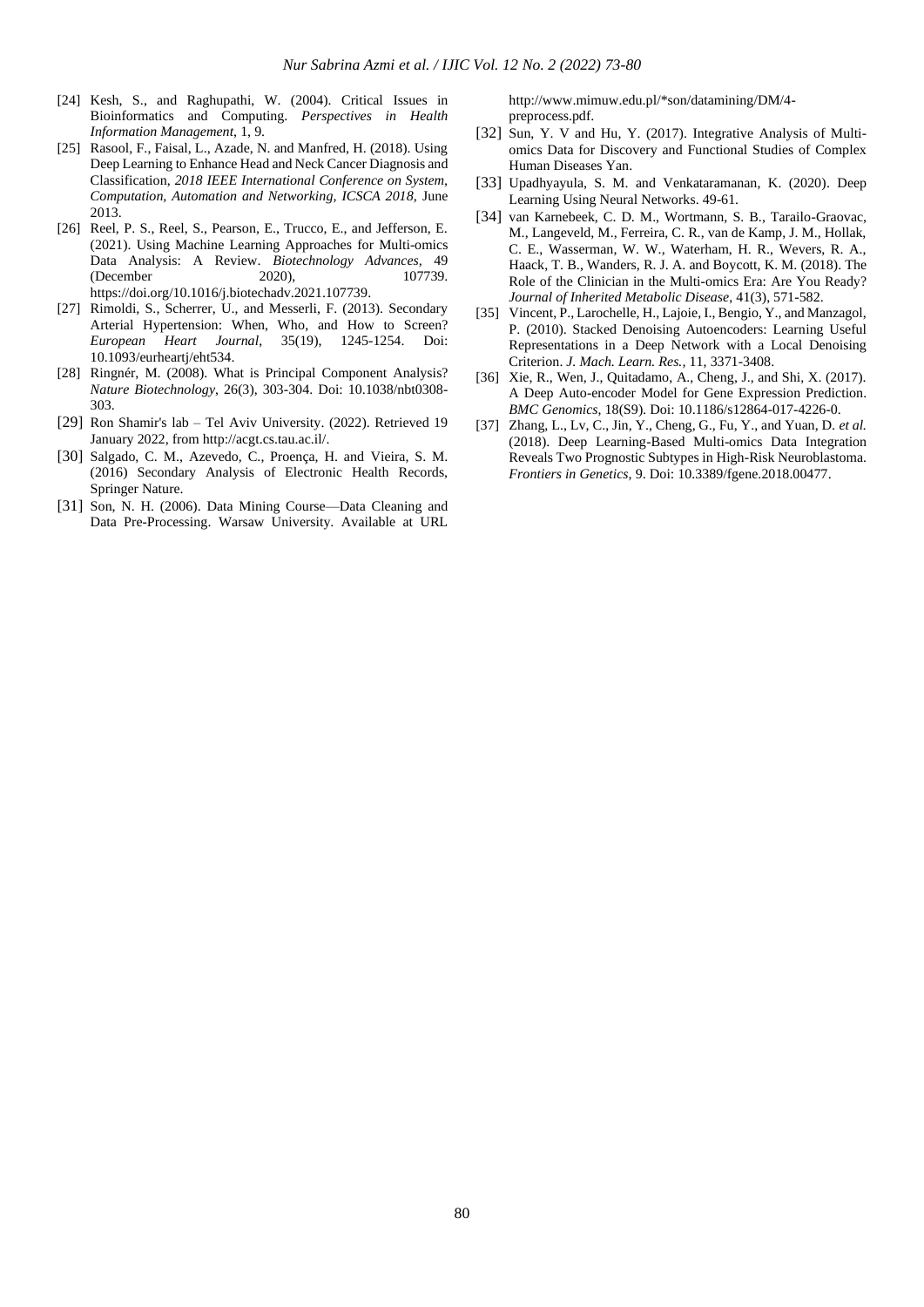[24] Kesh, S., and Raghupathi, W. (2004). Critical Issues in Bioinformatics and Computing. *Perspectives in Health Information Management*, 1, 9.

[25] Rasool, F., Faisal, L., Azade, N. and Manfred, H. (2018). Using Deep Learning to Enhance Head and Neck Cancer Diagnosis and Classification, *2018 IEEE International Conference on System, Computation, Automation and Networking, ICSCA 2018*, June 2013.

[26] Reel, P. S., Reel, S., Pearson, E., Trucco, E., and Jefferson, E. (2021). Using Machine Learning Approaches for Multi-omics Data Analysis: A Review. *Biotechnology Advances*, 49 (December 2020), 107739. https://doi.org/10.1016/j.biotechadv.2021.107739.

[27] Rimoldi, S., Scherrer, U., and Messerli, F. (2013). Secondary Arterial Hypertension: When, Who, and How to Screen? *European Heart Journal*, 35(19), 1245-1254. Doi: 10.1093/eurheartj/eht534.

[28] Ringnér, M. (2008). What is Principal Component Analysis? *Nature Biotechnology*, 26(3), 303-304. Doi: 10.1038/nbt0308-303.

[29] Ron Shamir's lab – Tel Aviv University. (2022). Retrieved 19 January 2022, from http://acgt.cs.tau.ac.il/.

[30] Salgado, C. M., Azevedo, C., Proença, H. and Vieira, S. M. (2016) Secondary Analysis of Electronic Health Records, Springer Nature.

[31] Son, N. H. (2006). Data Mining Course—Data Cleaning and Data Pre-Processing. Warsaw University. Available at URL http://www.mimuw.edu.pl/*son/datamining/DM/4-preprocess.pdf.

[32] Sun, Y. V and Hu, Y. (2017). Integrative Analysis of Multi-omics Data for Discovery and Functional Studies of Complex Human Diseases Yan.

[33] Upadhyayula, S. M. and Venkataramanan, K. (2020). Deep Learning Using Neural Networks. 49-61.

[34] van Karnebeek, C. D. M., Wortmann, S. B., Tarailo-Graovac, M., Langeveld, M., Ferreira, C. R., van de Kamp, J. M., Hollak, C. E., Wasserman, W. W., Waterham, H. R., Wevers, R. A., Haack, T. B., Wanders, R. J. A. and Boycott, K. M. (2018). The Role of the Clinician in the Multi-omics Era: Are You Ready? *Journal of Inherited Metabolic Disease*, 41(3), 571-582.

[35] Vincent, P., Larochelle, H., Lajoie, I., Bengio, Y., and Manzagol, P. (2010). Stacked Denoising Autoencoders: Learning Useful Representations in a Deep Network with a Local Denoising Criterion. *J. Mach. Learn. Res.*, 11, 3371-3408.

[36] Xie, R., Wen, J., Quitadamo, A., Cheng, J., and Shi, X. (2017). A Deep Auto-encoder Model for Gene Expression Prediction. *BMC Genomics*, 18(S9). Doi: 10.1186/s12864-017-4226-0.

[37] Zhang, L., Lv, C., Jin, Y., Cheng, G., Fu, Y., and Yuan, D. *et al.* (2018). Deep Learning-Based Multi-omics Data Integration Reveals Two Prognostic Subtypes in High-Risk Neuroblastoma. *Frontiers in Genetics*, 9. Doi: 10.3389/fgene.2018.00477.